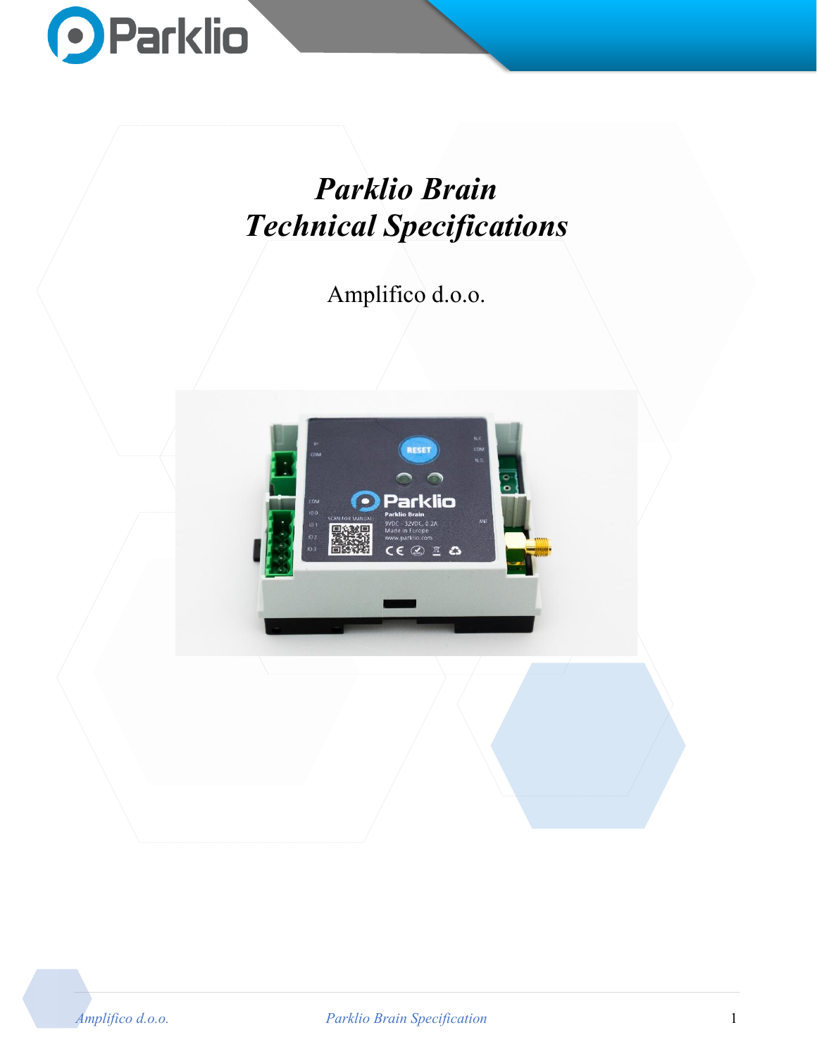# *Parklio Brain*
# *Technical Specifications*

Amplifico d.o.o.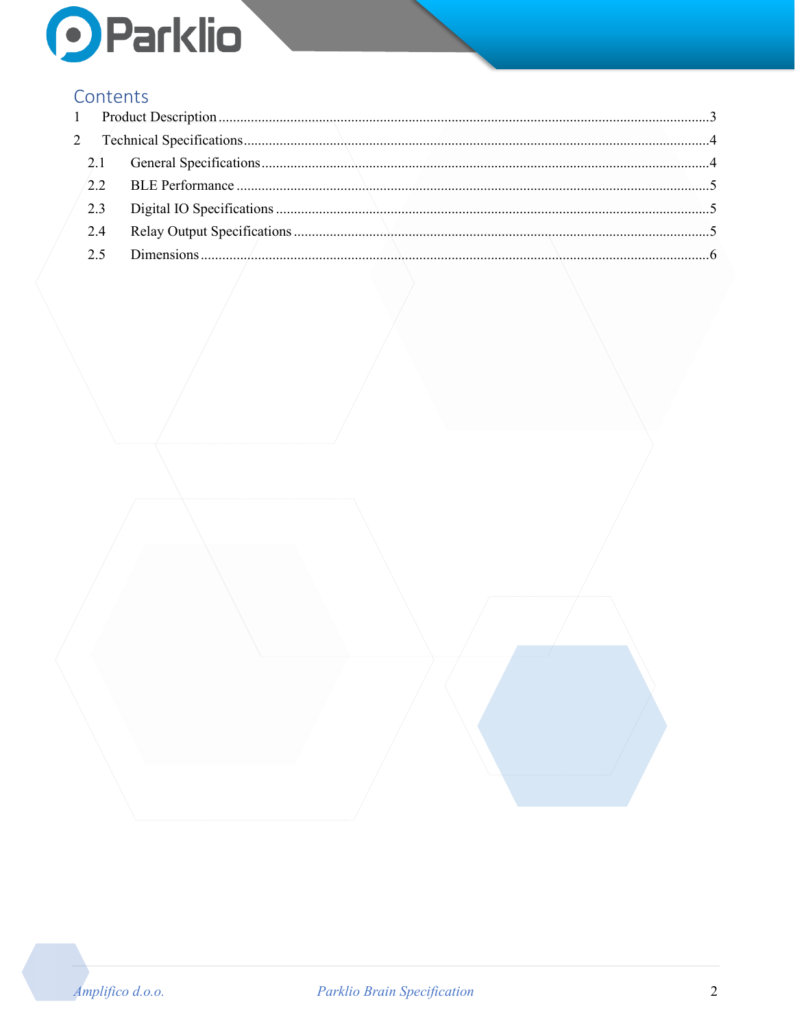# Contents

1 Product Description ........................................................................................................ 3

2 Technical Specifications ................................................................................................. 4

  2.1 General Specifications .............................................................................................. 4

  2.2 BLE Performance ..................................................................................................... 5

  2.3 Digital IO Specifications .......................................................................................... 5

  2.4 Relay Output Specifications ..................................................................................... 5

  2.5 Dimensions ............................................................................................................... 6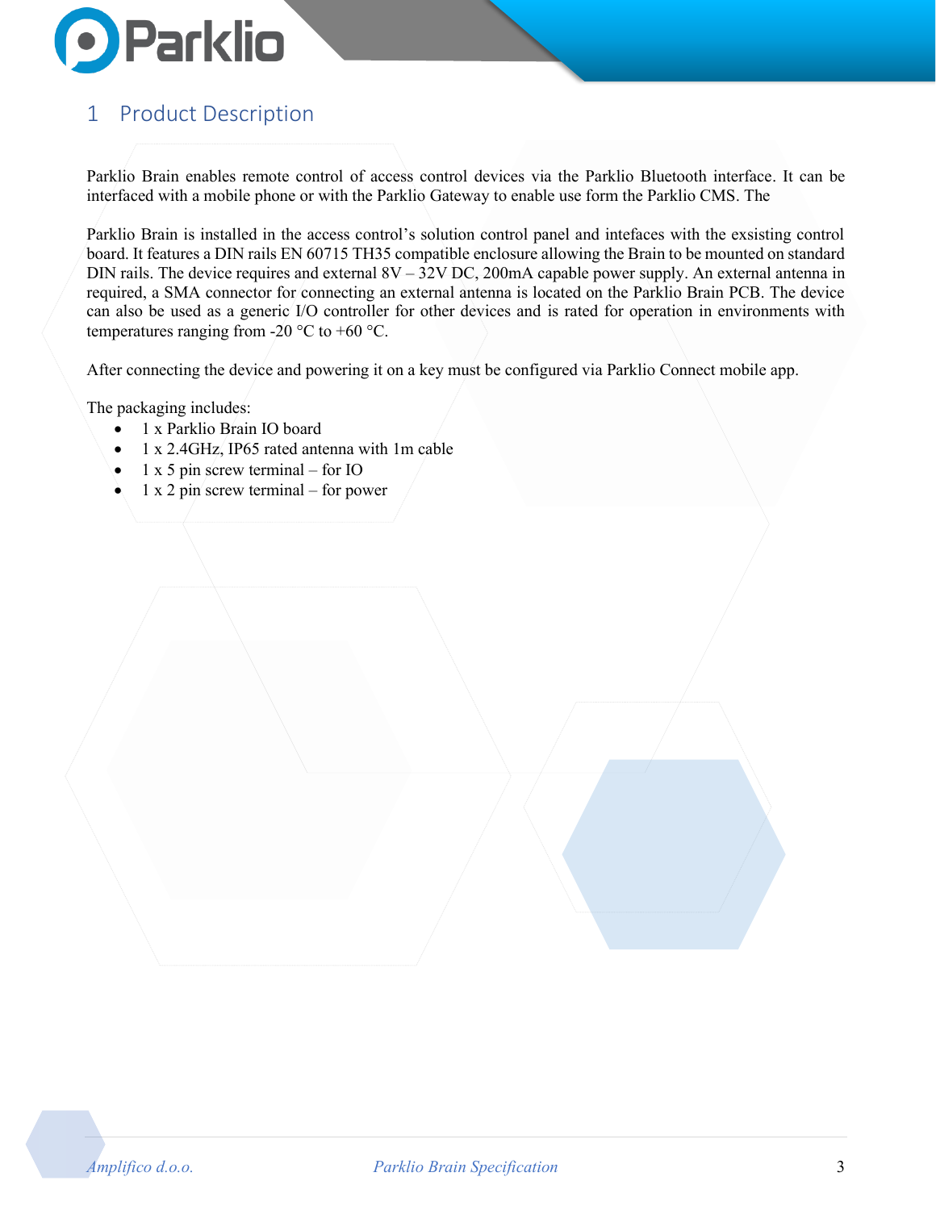# 1 Product Description

Parklio Brain enables remote control of access control devices via the Parklio Bluetooth interface. It can be interfaced with a mobile phone or with the Parklio Gateway to enable use form the Parklio CMS. The

Parklio Brain is installed in the access control's solution control panel and intefaces with the exsisting control board. It features a DIN rails EN 60715 TH35 compatible enclosure allowing the Brain to be mounted on standard DIN rails. The device requires and external 8V – 32V DC, 200mA capable power supply. An external antenna in required, a SMA connector for connecting an external antenna is located on the Parklio Brain PCB. The device can also be used as a generic I/O controller for other devices and is rated for operation in environments with temperatures ranging from -20 °C to +60 °C.

After connecting the device and powering it on a key must be configured via Parklio Connect mobile app.

The packaging includes:

- 1 x Parklio Brain IO board
- 1 x 2.4GHz, IP65 rated antenna with 1m cable
- 1 x 5 pin screw terminal – for IO
- 1 x 2 pin screw terminal – for power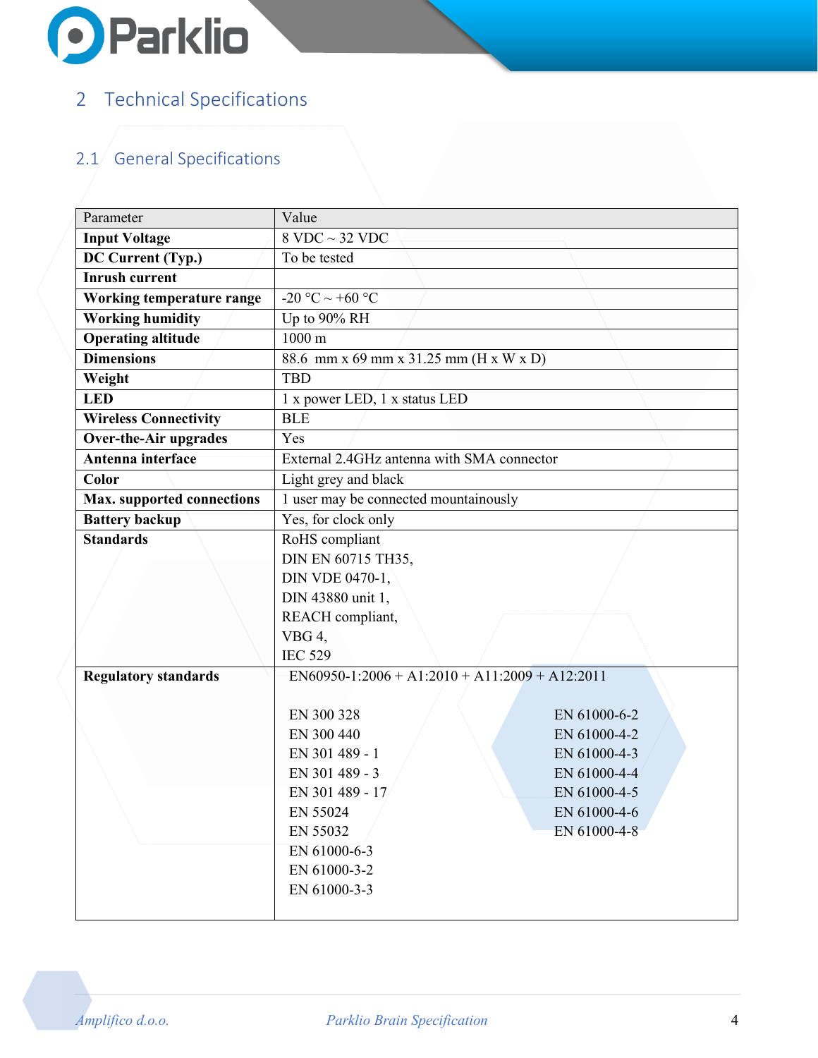# 2 Technical Specifications

## 2.1 General Specifications

| Parameter | Value |
|---|---|
| **Input Voltage** | 8 VDC ~ 32 VDC |
| **DC Current (Typ.)** | To be tested |
| **Inrush current** | |
| **Working temperature range** | -20 °C ~ +60 °C |
| **Working humidity** | Up to 90% RH |
| **Operating altitude** | 1000 m |
| **Dimensions** | 88.6 mm x 69 mm x 31.25 mm (H x W x D) |
| **Weight** | TBD |
| **LED** | 1 x power LED, 1 x status LED |
| **Wireless Connectivity** | BLE |
| **Over-the-Air upgrades** | Yes |
| **Antenna interface** | External 2.4GHz antenna with SMA connector |
| **Color** | Light grey and black |
| **Max. supported connections** | 1 user may be connected mountainously |
| **Battery backup** | Yes, for clock only |
| **Standards** | RoHS compliant<br>DIN EN 60715 TH35,<br>DIN VDE 0470-1,<br>DIN 43880 unit 1,<br>REACH compliant,<br>VBG 4,<br>IEC 529 |
| **Regulatory standards** | EN60950-1:2006 + A1:2010 + A11:2009 + A12:2011<br><br>EN 300 328<br>EN 300 440<br>EN 301 489 - 1<br>EN 301 489 - 3<br>EN 301 489 - 17<br>EN 55024<br>EN 55032<br>EN 61000-6-3<br>EN 61000-3-2<br>EN 61000-3-3<br>EN 61000-6-2<br>EN 61000-4-2<br>EN 61000-4-3<br>EN 61000-4-4<br>EN 61000-4-5<br>EN 61000-4-6<br>EN 61000-4-8 |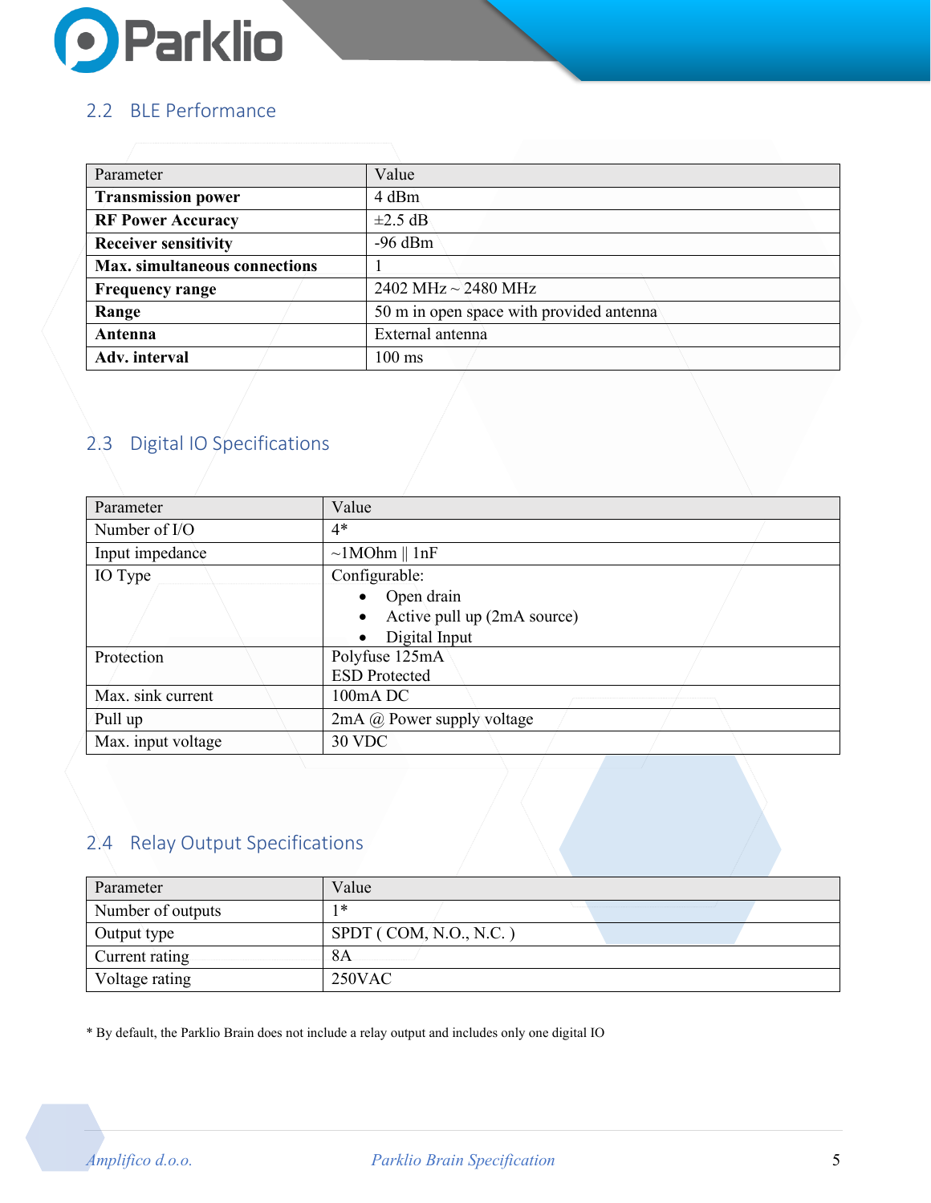## 2.2 BLE Performance

| Parameter | Value |
|---|---|
| **Transmission power** | 4 dBm |
| **RF Power Accuracy** | ±2.5 dB |
| **Receiver sensitivity** | -96 dBm |
| **Max. simultaneous connections** | 1 |
| **Frequency range** | 2402 MHz ~ 2480 MHz |
| **Range** | 50 m in open space with provided antenna |
| **Antenna** | External antenna |
| **Adv. interval** | 100 ms |

## 2.3 Digital IO Specifications

| Parameter | Value |
|---|---|
| Number of I/O | 4* |
| Input impedance | ~1MOhm \|\| 1nF |
| IO Type | Configurable:<br>• Open drain<br>• Active pull up (2mA source)<br>• Digital Input |
| Protection | Polyfuse 125mA<br>ESD Protected |
| Max. sink current | 100mA DC |
| Pull up | 2mA @ Power supply voltage |
| Max. input voltage | 30 VDC |

## 2.4 Relay Output Specifications

| Parameter | Value |
|---|---|
| Number of outputs | 1* |
| Output type | SPDT ( COM, N.O., N.C. ) |
| Current rating | 8A |
| Voltage rating | 250VAC |

* By default, the Parklio Brain does not include a relay output and includes only one digital IO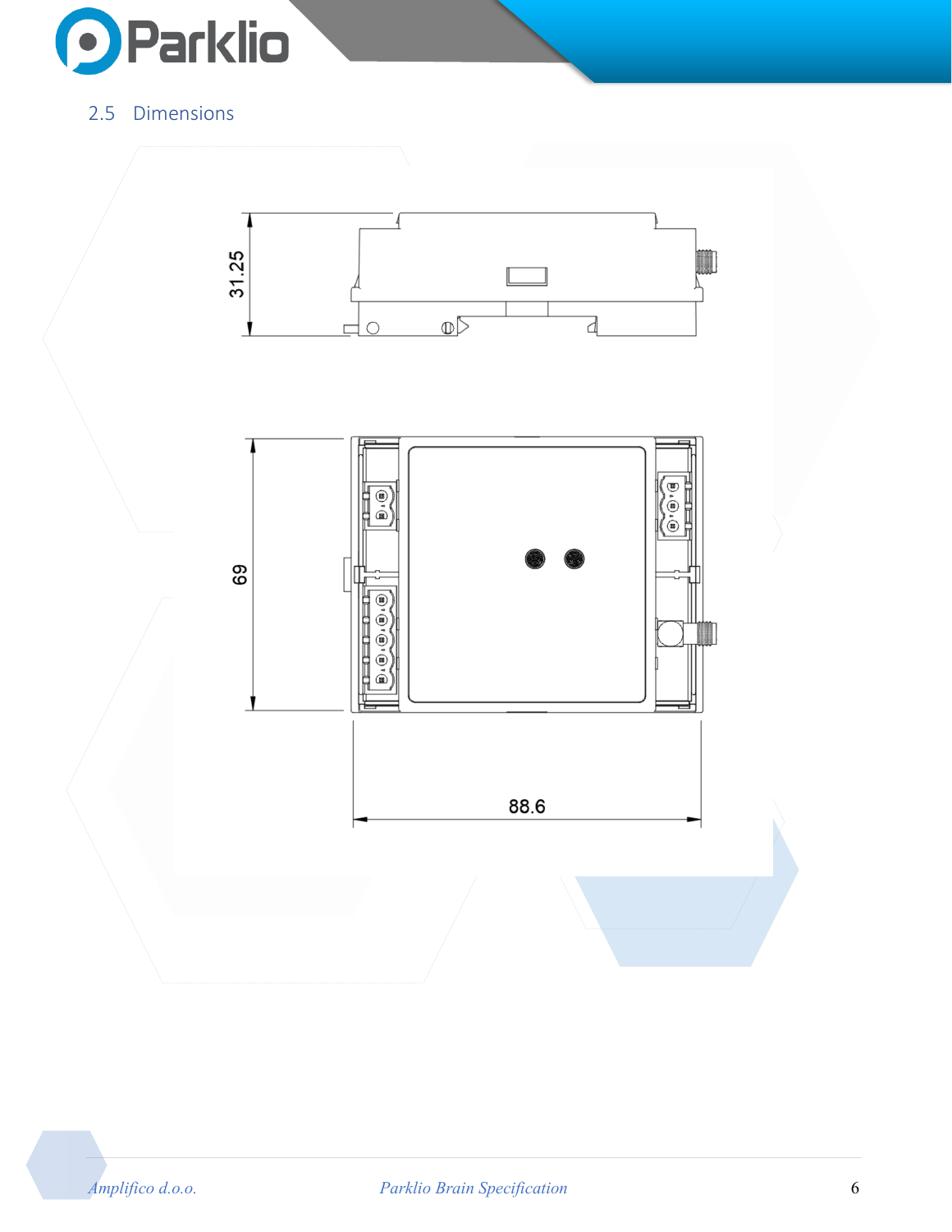## 2.5 Dimensions

31.25

69

88.6